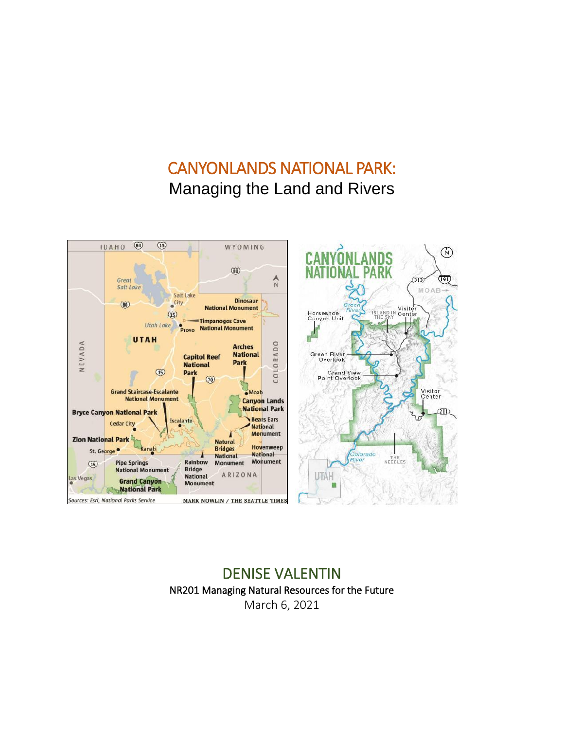# CANYONLANDS NATIONAL PARK:

## Managing the Land and Rivers

## DENISE VALENTIN

NR201 Managing Natural Resources for the Future

March 6, 2021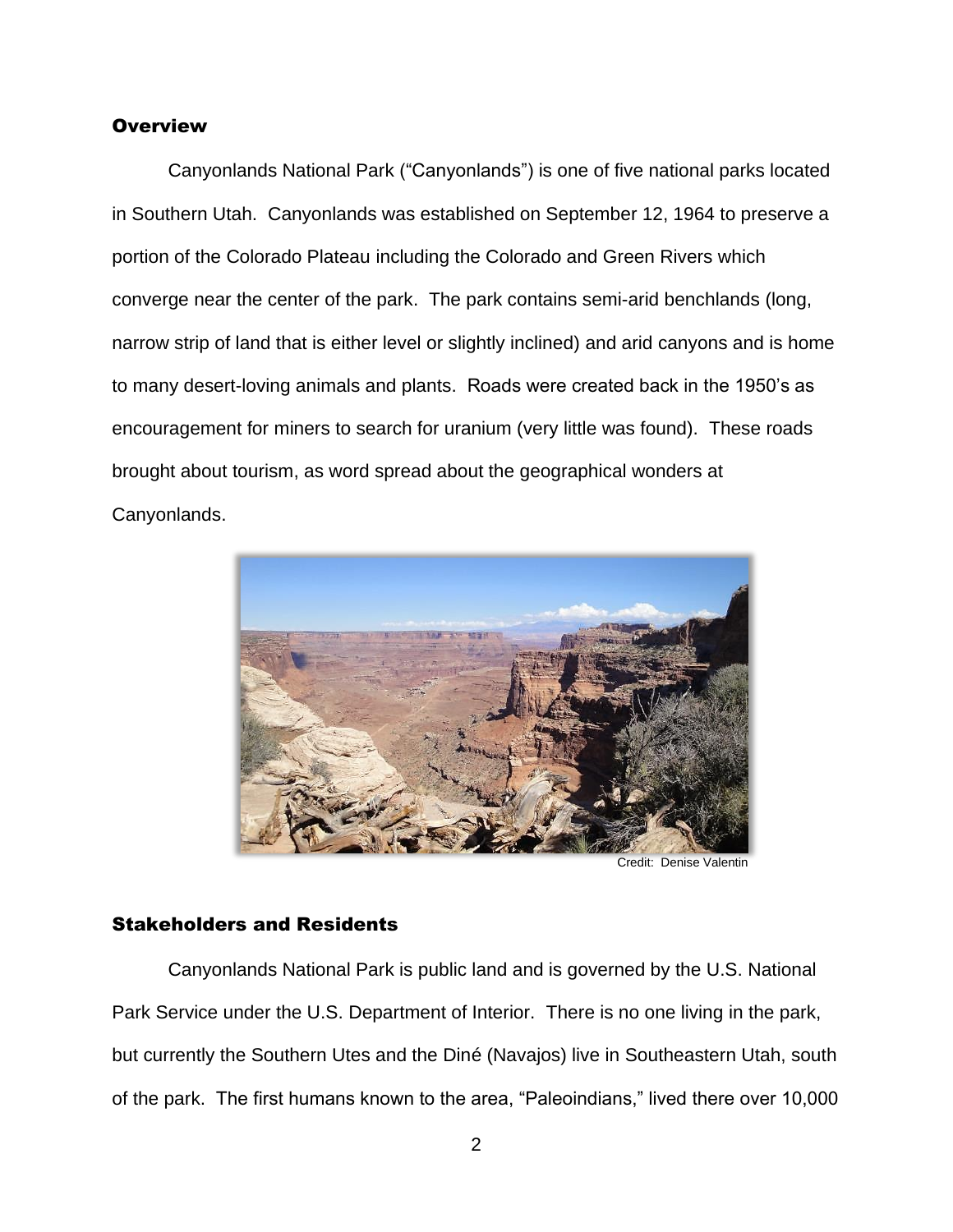## Overview

Canyonlands National Park ("Canyonlands") is one of five national parks located in Southern Utah. Canyonlands was established on September 12, 1964 to preserve a portion of the Colorado Plateau including the Colorado and Green Rivers which converge near the center of the park. The park contains semi-arid benchlands (long, narrow strip of land that is either level or slightly inclined) and arid canyons and is home to many desert-loving animals and plants. Roads were created back in the 1950's as encouragement for miners to search for uranium (very little was found). These roads brought about tourism, as word spread about the geographical wonders at Canyonlands.

Credit: Denise Valentin

## Stakeholders and Residents

Canyonlands National Park is public land and is governed by the U.S. National Park Service under the U.S. Department of Interior. There is no one living in the park, but currently the Southern Utes and the Diné (Navajos) live in Southeastern Utah, south of the park. The first humans known to the area, "Paleoindians," lived there over 10,000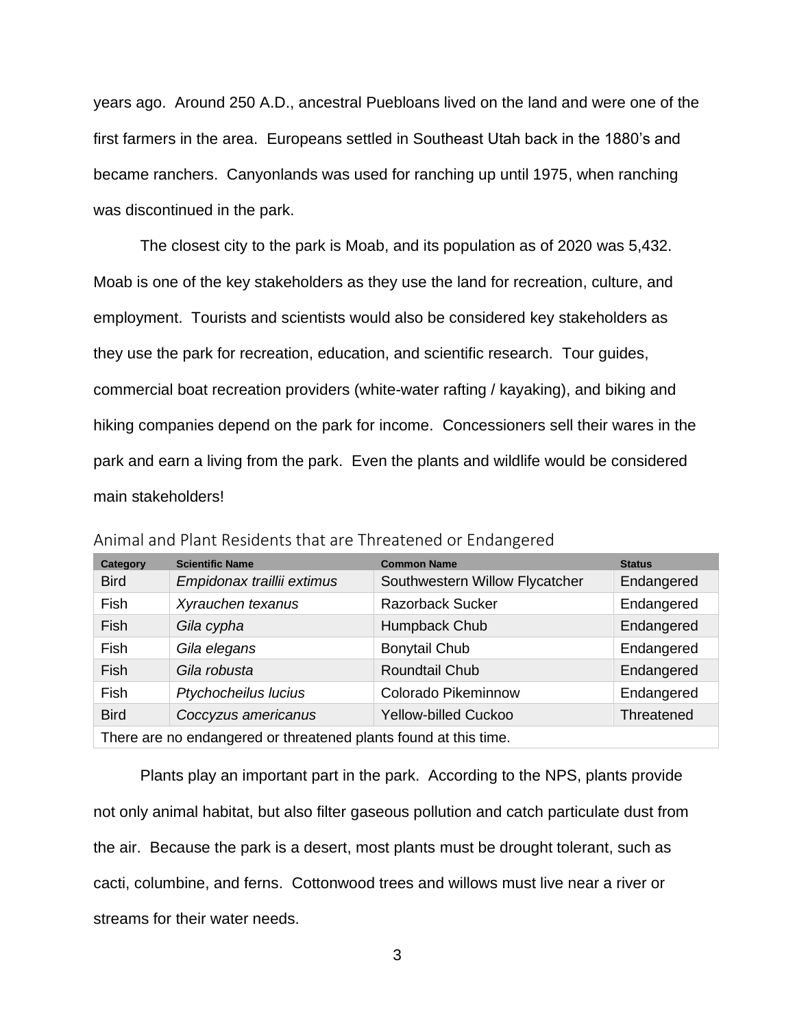years ago. Around 250 A.D., ancestral Puebloans lived on the land and were one of the first farmers in the area. Europeans settled in Southeast Utah back in the 1880's and became ranchers. Canyonlands was used for ranching up until 1975, when ranching was discontinued in the park.

The closest city to the park is Moab, and its population as of 2020 was 5,432. Moab is one of the key stakeholders as they use the land for recreation, culture, and employment. Tourists and scientists would also be considered key stakeholders as they use the park for recreation, education, and scientific research. Tour guides, commercial boat recreation providers (white-water rafting / kayaking), and biking and hiking companies depend on the park for income. Concessioners sell their wares in the park and earn a living from the park. Even the plants and wildlife would be considered main stakeholders!

Animal and Plant Residents that are Threatened or Endangered

| Category | Scientific Name | Common Name | Status |
|---|---|---|---|
| Bird | *Empidonax traillii extimus* | Southwestern Willow Flycatcher | Endangered |
| Fish | *Xyrauchen texanus* | Razorback Sucker | Endangered |
| Fish | *Gila cypha* | Humpback Chub | Endangered |
| Fish | *Gila elegans* | Bonytail Chub | Endangered |
| Fish | *Gila robusta* | Roundtail Chub | Endangered |
| Fish | *Ptychocheilus lucius* | Colorado Pikeminnow | Endangered |
| Bird | *Coccyzus americanus* | Yellow-billed Cuckoo | Threatened |
| There are no endangered or threatened plants found at this time. | | | |

Plants play an important part in the park. According to the NPS, plants provide not only animal habitat, but also filter gaseous pollution and catch particulate dust from the air. Because the park is a desert, most plants must be drought tolerant, such as cacti, columbine, and ferns. Cottonwood trees and willows must live near a river or streams for their water needs.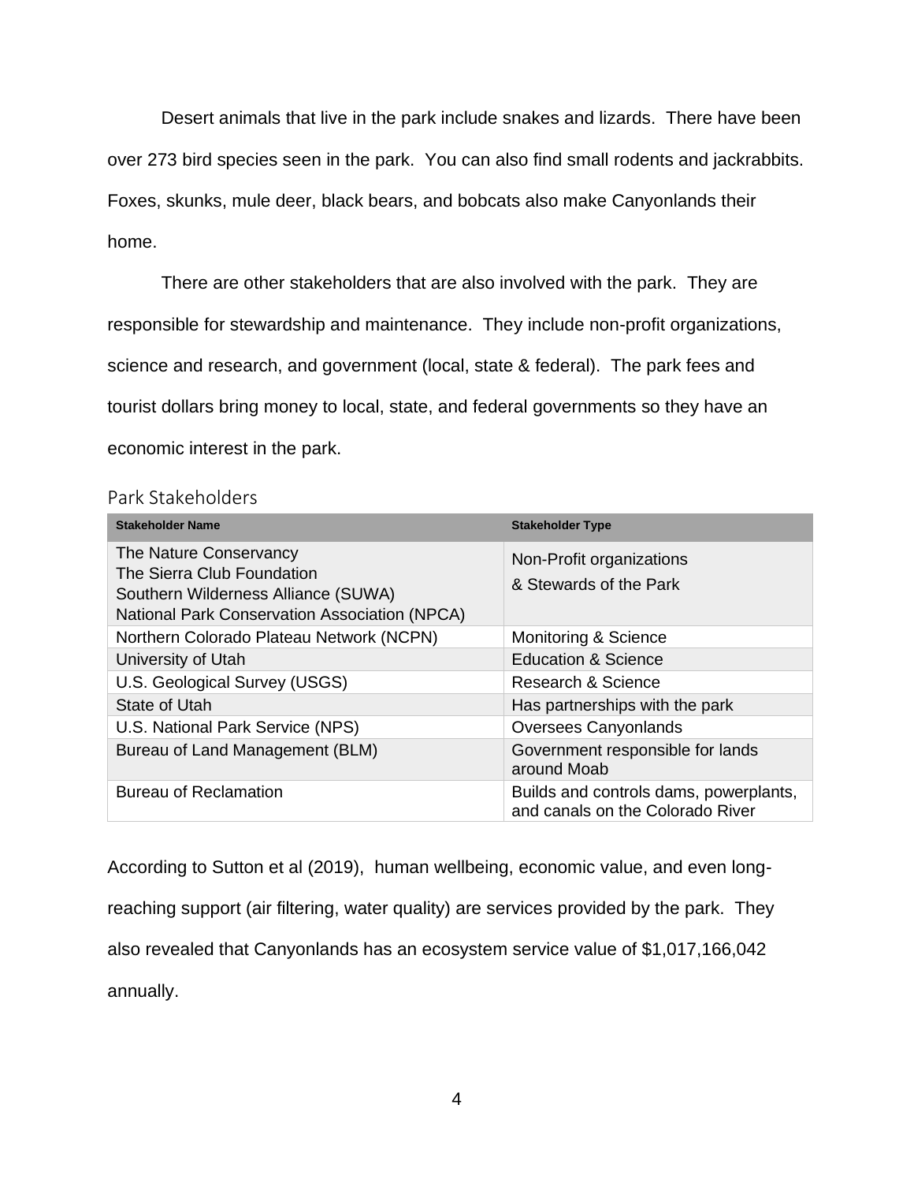Desert animals that live in the park include snakes and lizards. There have been over 273 bird species seen in the park. You can also find small rodents and jackrabbits. Foxes, skunks, mule deer, black bears, and bobcats also make Canyonlands their home.

There are other stakeholders that are also involved with the park. They are responsible for stewardship and maintenance. They include non-profit organizations, science and research, and government (local, state & federal). The park fees and tourist dollars bring money to local, state, and federal governments so they have an economic interest in the park.

Park Stakeholders

| Stakeholder Name | Stakeholder Type |
| --- | --- |
| The Nature Conservancy<br>The Sierra Club Foundation<br>Southern Wilderness Alliance (SUWA)<br>National Park Conservation Association (NPCA) | Non-Profit organizations<br>& Stewards of the Park |
| Northern Colorado Plateau Network (NCPN) | Monitoring & Science |
| University of Utah | Education & Science |
| U.S. Geological Survey (USGS) | Research & Science |
| State of Utah | Has partnerships with the park |
| U.S. National Park Service (NPS) | Oversees Canyonlands |
| Bureau of Land Management (BLM) | Government responsible for lands around Moab |
| Bureau of Reclamation | Builds and controls dams, powerplants, and canals on the Colorado River |

According to Sutton et al (2019), human wellbeing, economic value, and even long-reaching support (air filtering, water quality) are services provided by the park. They also revealed that Canyonlands has an ecosystem service value of $1,017,166,042 annually.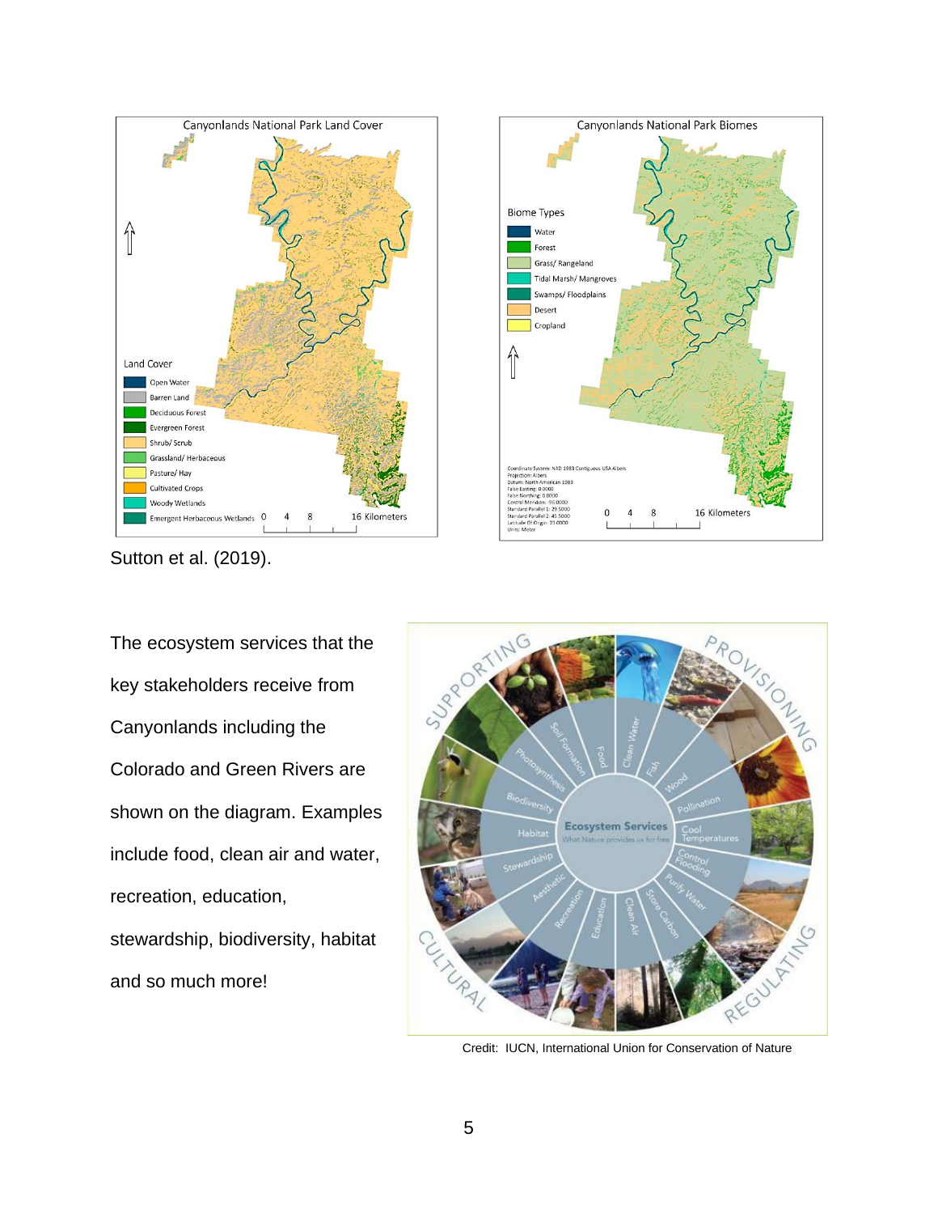Sutton et al. (2019).

The ecosystem services that the key stakeholders receive from Canyonlands including the Colorado and Green Rivers are shown on the diagram. Examples include food, clean air and water, recreation, education, stewardship, biodiversity, habitat and so much more!

Credit: IUCN, International Union for Conservation of Nature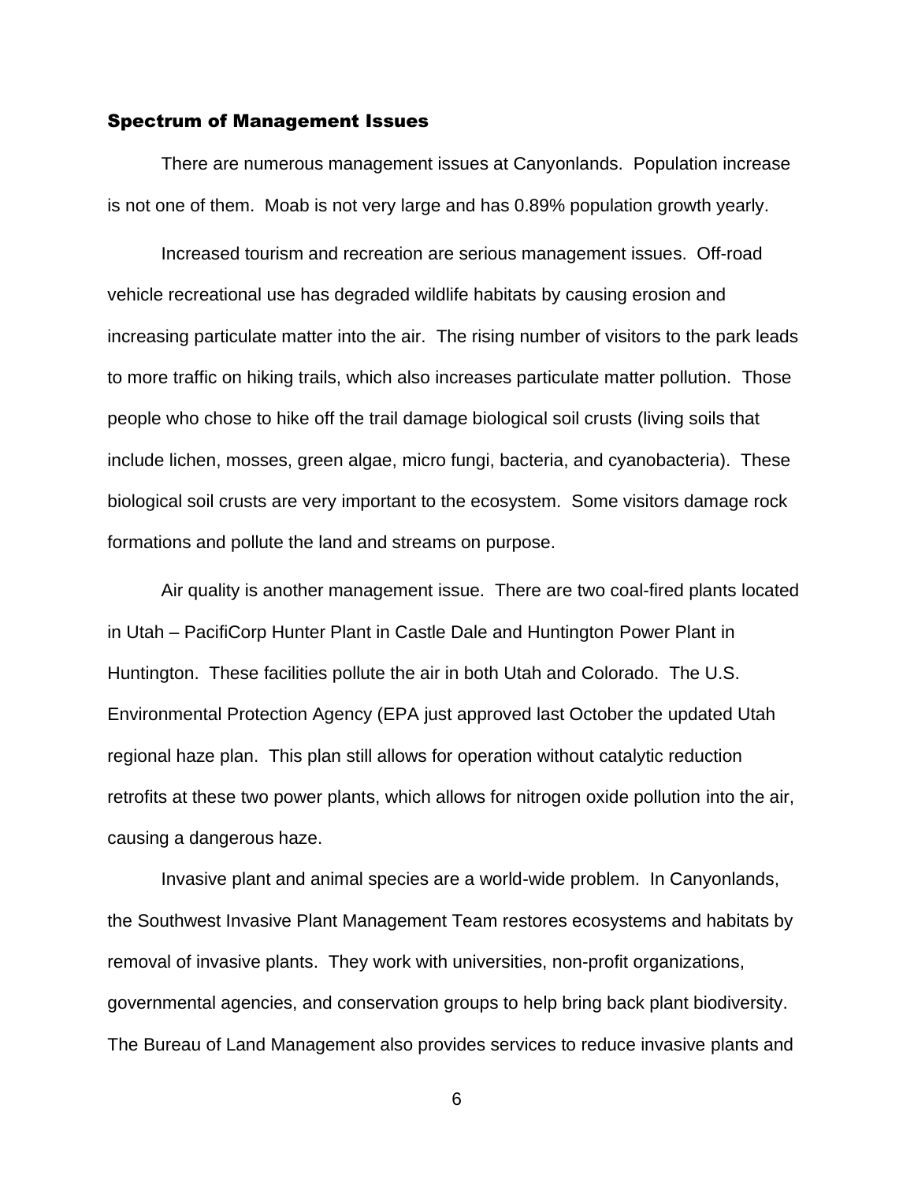## Spectrum of Management Issues

There are numerous management issues at Canyonlands. Population increase is not one of them. Moab is not very large and has 0.89% population growth yearly.

Increased tourism and recreation are serious management issues. Off-road vehicle recreational use has degraded wildlife habitats by causing erosion and increasing particulate matter into the air. The rising number of visitors to the park leads to more traffic on hiking trails, which also increases particulate matter pollution. Those people who chose to hike off the trail damage biological soil crusts (living soils that include lichen, mosses, green algae, micro fungi, bacteria, and cyanobacteria). These biological soil crusts are very important to the ecosystem. Some visitors damage rock formations and pollute the land and streams on purpose.

Air quality is another management issue. There are two coal-fired plants located in Utah – PacifiCorp Hunter Plant in Castle Dale and Huntington Power Plant in Huntington. These facilities pollute the air in both Utah and Colorado. The U.S. Environmental Protection Agency (EPA just approved last October the updated Utah regional haze plan. This plan still allows for operation without catalytic reduction retrofits at these two power plants, which allows for nitrogen oxide pollution into the air, causing a dangerous haze.

Invasive plant and animal species are a world-wide problem. In Canyonlands, the Southwest Invasive Plant Management Team restores ecosystems and habitats by removal of invasive plants. They work with universities, non-profit organizations, governmental agencies, and conservation groups to help bring back plant biodiversity. The Bureau of Land Management also provides services to reduce invasive plants and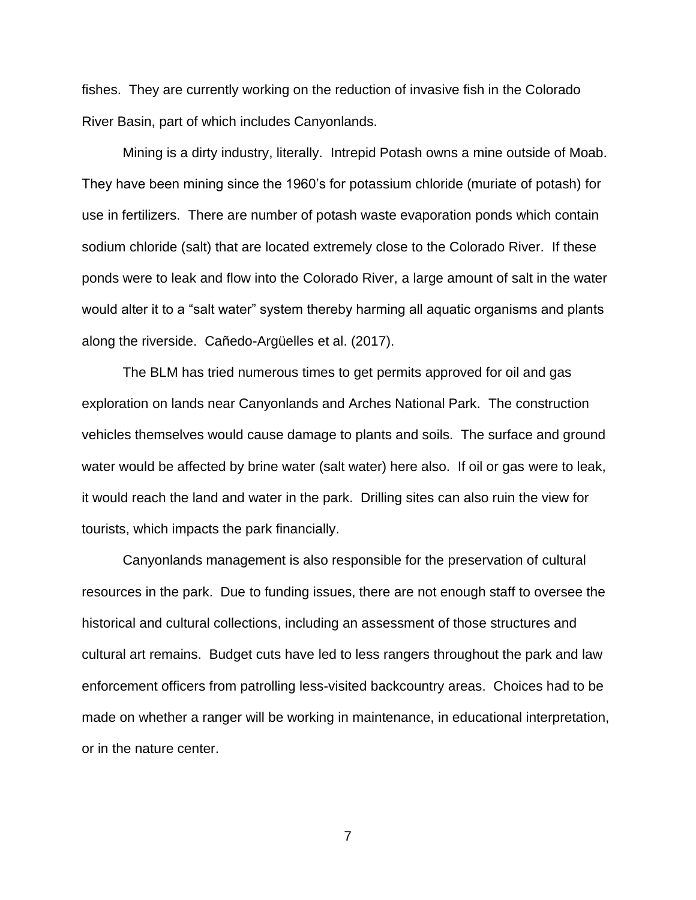fishes. They are currently working on the reduction of invasive fish in the Colorado River Basin, part of which includes Canyonlands.

Mining is a dirty industry, literally. Intrepid Potash owns a mine outside of Moab. They have been mining since the 1960's for potassium chloride (muriate of potash) for use in fertilizers. There are number of potash waste evaporation ponds which contain sodium chloride (salt) that are located extremely close to the Colorado River. If these ponds were to leak and flow into the Colorado River, a large amount of salt in the water would alter it to a "salt water" system thereby harming all aquatic organisms and plants along the riverside. Cañedo-Argüelles et al. (2017).

The BLM has tried numerous times to get permits approved for oil and gas exploration on lands near Canyonlands and Arches National Park. The construction vehicles themselves would cause damage to plants and soils. The surface and ground water would be affected by brine water (salt water) here also. If oil or gas were to leak, it would reach the land and water in the park. Drilling sites can also ruin the view for tourists, which impacts the park financially.

Canyonlands management is also responsible for the preservation of cultural resources in the park. Due to funding issues, there are not enough staff to oversee the historical and cultural collections, including an assessment of those structures and cultural art remains. Budget cuts have led to less rangers throughout the park and law enforcement officers from patrolling less-visited backcountry areas. Choices had to be made on whether a ranger will be working in maintenance, in educational interpretation, or in the nature center.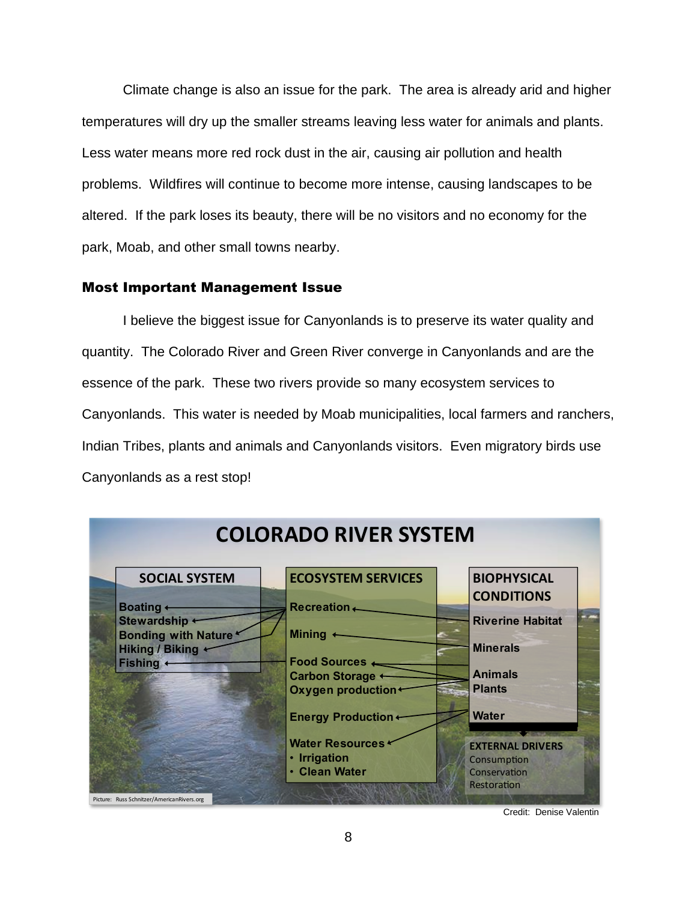Climate change is also an issue for the park. The area is already arid and higher temperatures will dry up the smaller streams leaving less water for animals and plants. Less water means more red rock dust in the air, causing air pollution and health problems. Wildfires will continue to become more intense, causing landscapes to be altered. If the park loses its beauty, there will be no visitors and no economy for the park, Moab, and other small towns nearby.

### Most Important Management Issue

I believe the biggest issue for Canyonlands is to preserve its water quality and quantity. The Colorado River and Green River converge in Canyonlands and are the essence of the park. These two rivers provide so many ecosystem services to Canyonlands. This water is needed by Moab municipalities, local farmers and ranchers, Indian Tribes, plants and animals and Canyonlands visitors. Even migratory birds use Canyonlands as a rest stop!

**COLORADO RIVER SYSTEM**

**SOCIAL SYSTEM**
- Boating
- Stewardship
- Bonding with Nature
- Hiking / Biking
- Fishing

**ECOSYSTEM SERVICES**
- Recreation
- Mining
- Food Sources
- Carbon Storage
- Oxygen production
- Energy Production
- Water Resources
  - Irrigation
  - Clean Water

**BIOPHYSICAL CONDITIONS**
- Riverine Habitat
- Minerals
- Animals
- Plants
- Water

**EXTERNAL DRIVERS**
- Consumption
- Conservation
- Restoration

Picture: Russ Schnitzer/AmericanRivers.org

Credit: Denise Valentin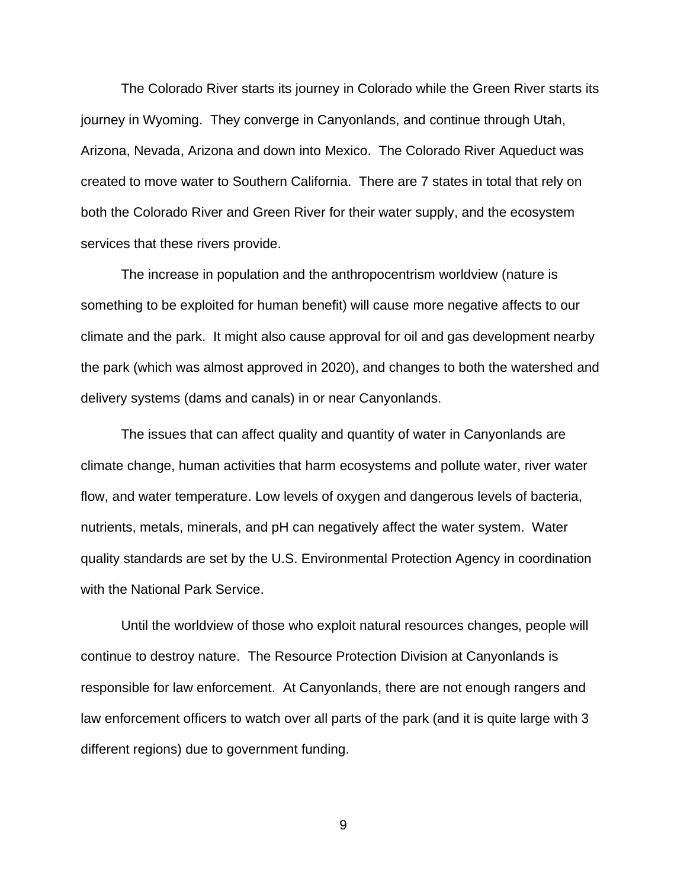The Colorado River starts its journey in Colorado while the Green River starts its journey in Wyoming. They converge in Canyonlands, and continue through Utah, Arizona, Nevada, Arizona and down into Mexico. The Colorado River Aqueduct was created to move water to Southern California. There are 7 states in total that rely on both the Colorado River and Green River for their water supply, and the ecosystem services that these rivers provide.

The increase in population and the anthropocentrism worldview (nature is something to be exploited for human benefit) will cause more negative affects to our climate and the park. It might also cause approval for oil and gas development nearby the park (which was almost approved in 2020), and changes to both the watershed and delivery systems (dams and canals) in or near Canyonlands.

The issues that can affect quality and quantity of water in Canyonlands are climate change, human activities that harm ecosystems and pollute water, river water flow, and water temperature. Low levels of oxygen and dangerous levels of bacteria, nutrients, metals, minerals, and pH can negatively affect the water system. Water quality standards are set by the U.S. Environmental Protection Agency in coordination with the National Park Service.

Until the worldview of those who exploit natural resources changes, people will continue to destroy nature. The Resource Protection Division at Canyonlands is responsible for law enforcement. At Canyonlands, there are not enough rangers and law enforcement officers to watch over all parts of the park (and it is quite large with 3 different regions) due to government funding.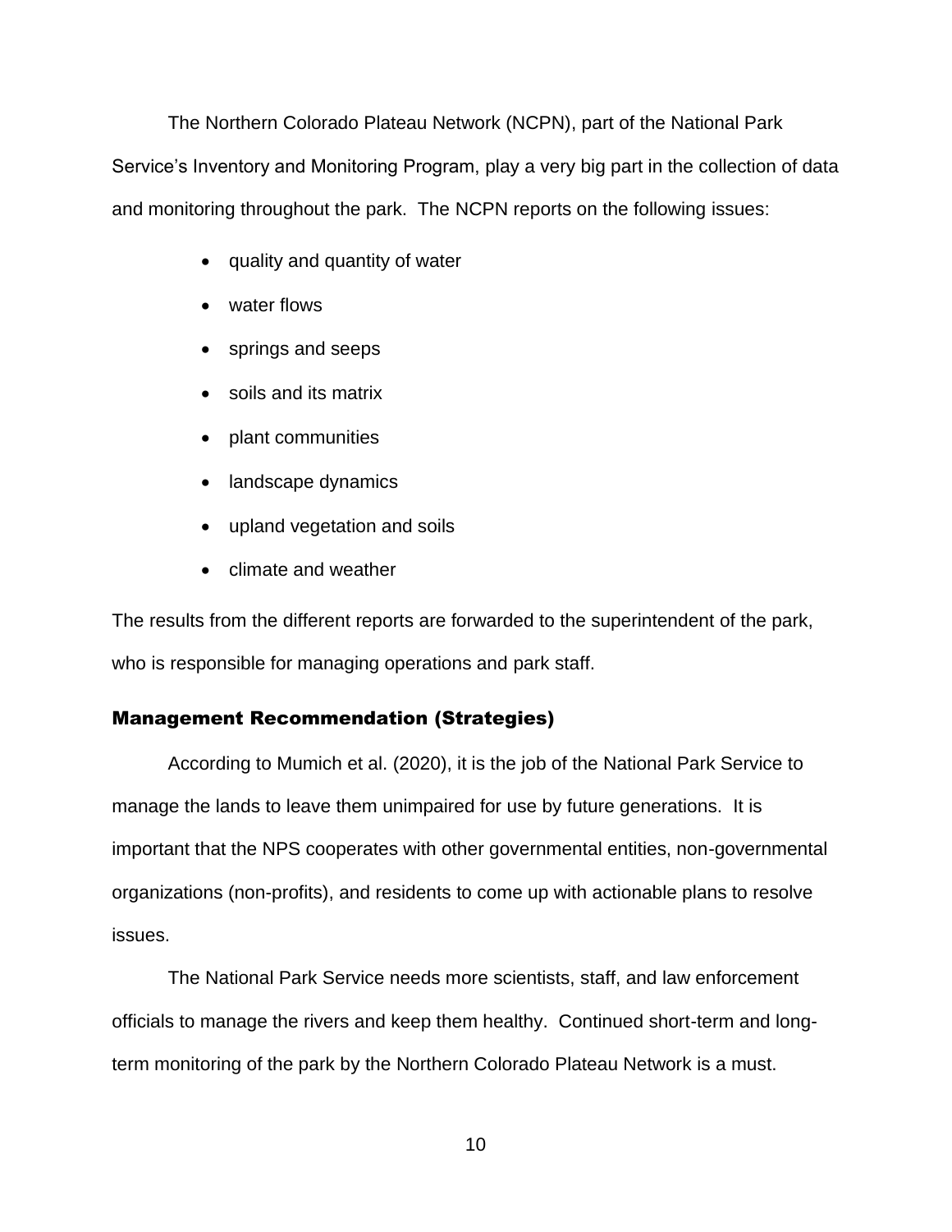The Northern Colorado Plateau Network (NCPN), part of the National Park Service's Inventory and Monitoring Program, play a very big part in the collection of data and monitoring throughout the park. The NCPN reports on the following issues:

- quality and quantity of water
- water flows
- springs and seeps
- soils and its matrix
- plant communities
- landscape dynamics
- upland vegetation and soils
- climate and weather

The results from the different reports are forwarded to the superintendent of the park, who is responsible for managing operations and park staff.

## Management Recommendation (Strategies)

According to Mumich et al. (2020), it is the job of the National Park Service to manage the lands to leave them unimpaired for use by future generations. It is important that the NPS cooperates with other governmental entities, non-governmental organizations (non-profits), and residents to come up with actionable plans to resolve issues.

The National Park Service needs more scientists, staff, and law enforcement officials to manage the rivers and keep them healthy. Continued short-term and long-term monitoring of the park by the Northern Colorado Plateau Network is a must.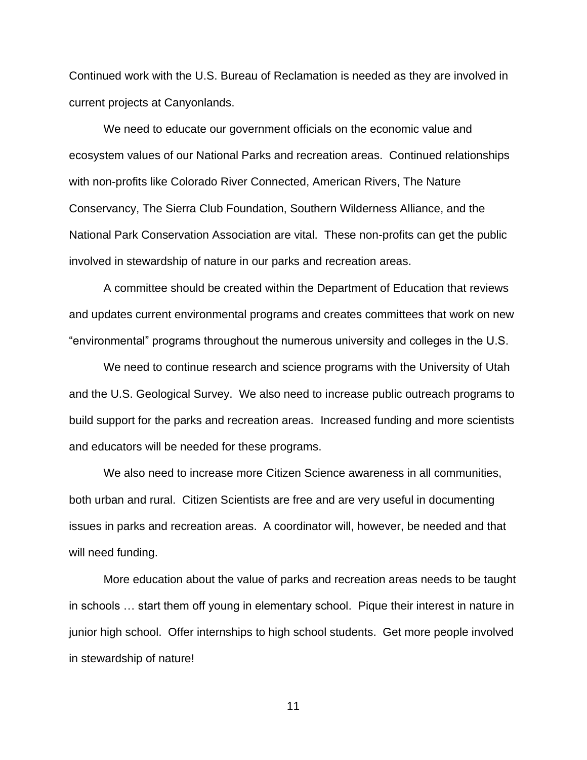Continued work with the U.S. Bureau of Reclamation is needed as they are involved in current projects at Canyonlands.

We need to educate our government officials on the economic value and ecosystem values of our National Parks and recreation areas. Continued relationships with non-profits like Colorado River Connected, American Rivers, The Nature Conservancy, The Sierra Club Foundation, Southern Wilderness Alliance, and the National Park Conservation Association are vital. These non-profits can get the public involved in stewardship of nature in our parks and recreation areas.

A committee should be created within the Department of Education that reviews and updates current environmental programs and creates committees that work on new "environmental" programs throughout the numerous university and colleges in the U.S.

We need to continue research and science programs with the University of Utah and the U.S. Geological Survey. We also need to increase public outreach programs to build support for the parks and recreation areas. Increased funding and more scientists and educators will be needed for these programs.

We also need to increase more Citizen Science awareness in all communities, both urban and rural. Citizen Scientists are free and are very useful in documenting issues in parks and recreation areas. A coordinator will, however, be needed and that will need funding.

More education about the value of parks and recreation areas needs to be taught in schools … start them off young in elementary school. Pique their interest in nature in junior high school. Offer internships to high school students. Get more people involved in stewardship of nature!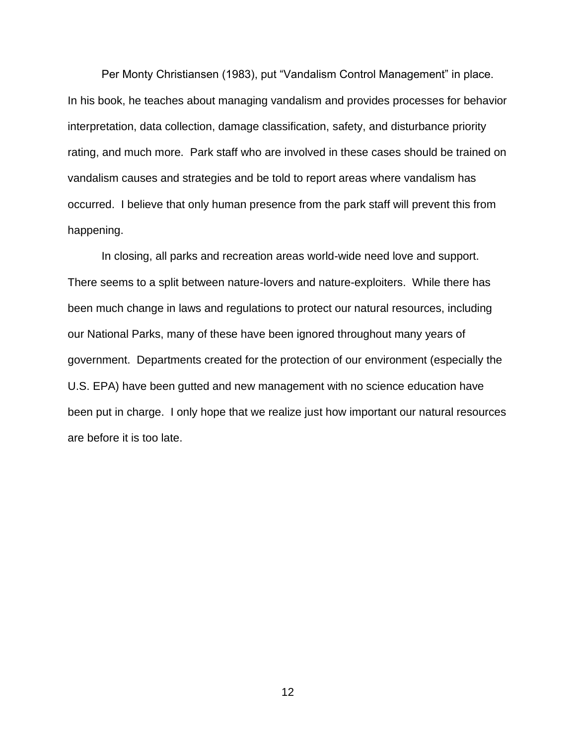Per Monty Christiansen (1983), put “Vandalism Control Management” in place. In his book, he teaches about managing vandalism and provides processes for behavior interpretation, data collection, damage classification, safety, and disturbance priority rating, and much more. Park staff who are involved in these cases should be trained on vandalism causes and strategies and be told to report areas where vandalism has occurred. I believe that only human presence from the park staff will prevent this from happening.

In closing, all parks and recreation areas world-wide need love and support. There seems to a split between nature-lovers and nature-exploiters. While there has been much change in laws and regulations to protect our natural resources, including our National Parks, many of these have been ignored throughout many years of government. Departments created for the protection of our environment (especially the U.S. EPA) have been gutted and new management with no science education have been put in charge. I only hope that we realize just how important our natural resources are before it is too late.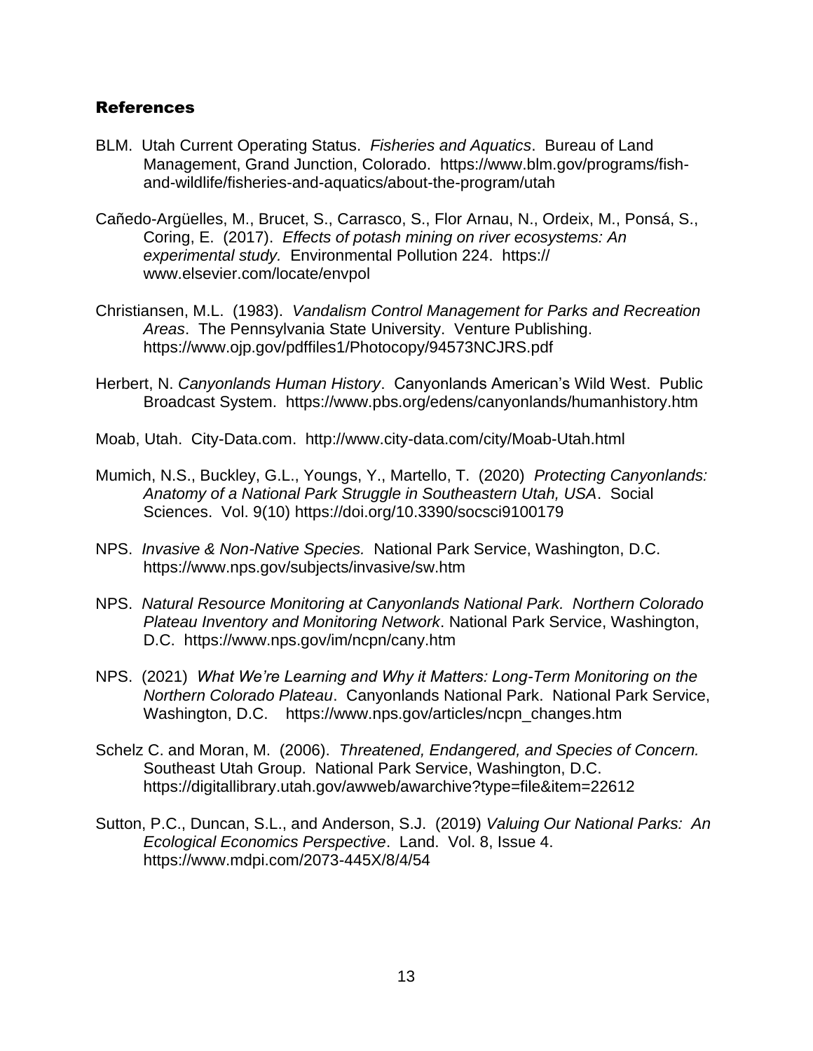## References

BLM. Utah Current Operating Status. *Fisheries and Aquatics*. Bureau of Land Management, Grand Junction, Colorado. https://www.blm.gov/programs/fish-and-wildlife/fisheries-and-aquatics/about-the-program/utah

Cañedo-Argüelles, M., Brucet, S., Carrasco, S., Flor Arnau, N., Ordeix, M., Ponsá, S., Coring, E. (2017). *Effects of potash mining on river ecosystems: An experimental study.* Environmental Pollution 224. https:// www.elsevier.com/locate/envpol

Christiansen, M.L. (1983). *Vandalism Control Management for Parks and Recreation Areas*. The Pennsylvania State University. Venture Publishing. https://www.ojp.gov/pdffiles1/Photocopy/94573NCJRS.pdf

Herbert, N. *Canyonlands Human History*. Canyonlands American's Wild West. Public Broadcast System. https://www.pbs.org/edens/canyonlands/humanhistory.htm

Moab, Utah. City-Data.com. http://www.city-data.com/city/Moab-Utah.html

Mumich, N.S., Buckley, G.L., Youngs, Y., Martello, T. (2020) *Protecting Canyonlands: Anatomy of a National Park Struggle in Southeastern Utah, USA*. Social Sciences. Vol. 9(10) https://doi.org/10.3390/socsci9100179

NPS. *Invasive & Non-Native Species.* National Park Service, Washington, D.C. https://www.nps.gov/subjects/invasive/sw.htm

NPS. *Natural Resource Monitoring at Canyonlands National Park. Northern Colorado Plateau Inventory and Monitoring Network*. National Park Service, Washington, D.C. https://www.nps.gov/im/ncpn/cany.htm

NPS. (2021) *What We're Learning and Why it Matters: Long-Term Monitoring on the Northern Colorado Plateau*. Canyonlands National Park. National Park Service, Washington, D.C. https://www.nps.gov/articles/ncpn_changes.htm

Schelz C. and Moran, M. (2006). *Threatened, Endangered, and Species of Concern.* Southeast Utah Group. National Park Service, Washington, D.C. https://digitallibrary.utah.gov/awweb/awarchive?type=file&item=22612

Sutton, P.C., Duncan, S.L., and Anderson, S.J. (2019) *Valuing Our National Parks: An Ecological Economics Perspective*. Land. Vol. 8, Issue 4. https://www.mdpi.com/2073-445X/8/4/54